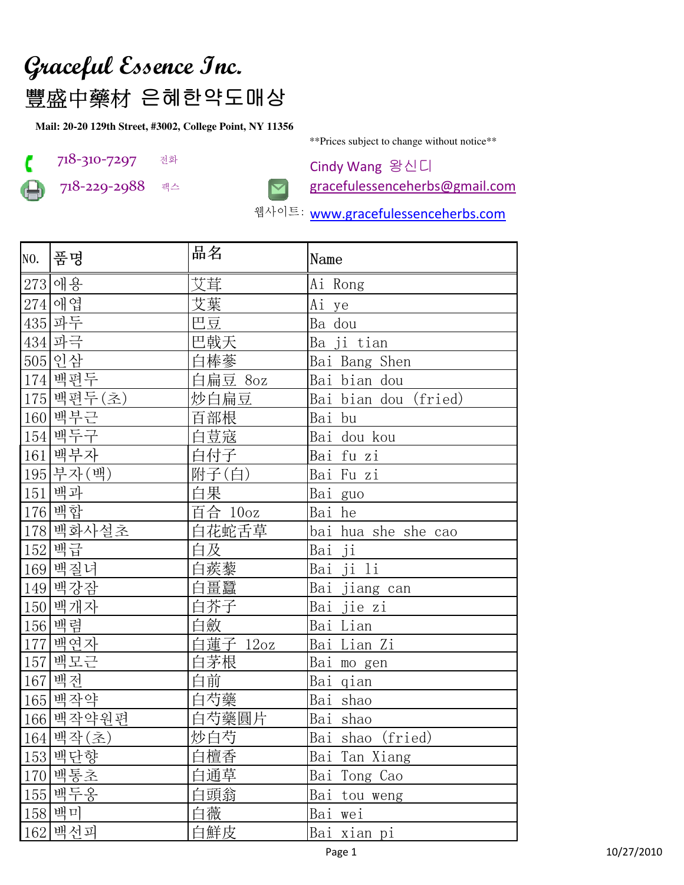# Graceful Essence Inc.

## 豐盛中藥材 은혜한약도매상

**Mail: 20-20 129th Street, #3002, College Point, NY 11356**

**Prices subject to change without notice**

718-310-7297 전화

718-229-2988 팩스

Cindy Wang 왕신디

gracefulessenceherbs@gmail.com

웹사이트: www.gracefulessenceherbs.com

| NO. | 품명 | 品名 | Name |
|---|---|---|---|
| 273 | 애용 | 艾茸 | Ai Rong |
| 274 | 애엽 | 艾葉 | Ai ye |
| 435 | 파두 | 巴豆 | Ba dou |
| 434 | 파극 | 巴戟天 | Ba ji tian |
| 505 | 인삼 | 白棒蔘 | Bai Bang Shen |
| 174 | 백편두 | 白扁豆 8oz | Bai bian dou |
| 175 | 백편두(초) | 炒白扁豆 | Bai bian dou (fried) |
| 160 | 백부근 | 百部根 | Bai bu |
| 154 | 백두구 | 白荳蔻 | Bai dou kou |
| 161 | 백부자 | 白付子 | Bai fu zi |
| 195 | 부자(백) | 附子(白) | Bai Fu zi |
| 151 | 백과 | 白果 | Bai guo |
| 176 | 백합 | 百合 10oz | Bai he |
| 178 | 백화사설초 | 白花蛇舌草 | bai hua she she cao |
| 152 | 백급 | 白及 | Bai ji |
| 169 | 백질녀 | 白蒺藜 | Bai ji li |
| 149 | 백강잠 | 白畺蠶 | Bai jiang can |
| 150 | 백개자 | 白芥子 | Bai jie zi |
| 156 | 백렴 | 白歛 | Bai Lian |
| 177 | 백연자 | 白蓮子 12oz | Bai Lian Zi |
| 157 | 백모근 | 白茅根 | Bai mo gen |
| 167 | 백전 | 白前 | Bai qian |
| 165 | 백작약 | 白芍藥 | Bai shao |
| 166 | 백작약원편 | 白芍藥圓片 | Bai shao |
| 164 | 백작(초) | 炒白芍 | Bai shao (fried) |
| 153 | 백단향 | 白檀香 | Bai Tan Xiang |
| 170 | 백통초 | 白通草 | Bai Tong Cao |
| 155 | 백두옹 | 白頭翁 | Bai tou weng |
| 158 | 백미 | 白薇 | Bai wei |
| 162 | 백선피 | 白鮮皮 | Bai xian pi |

10/27/2010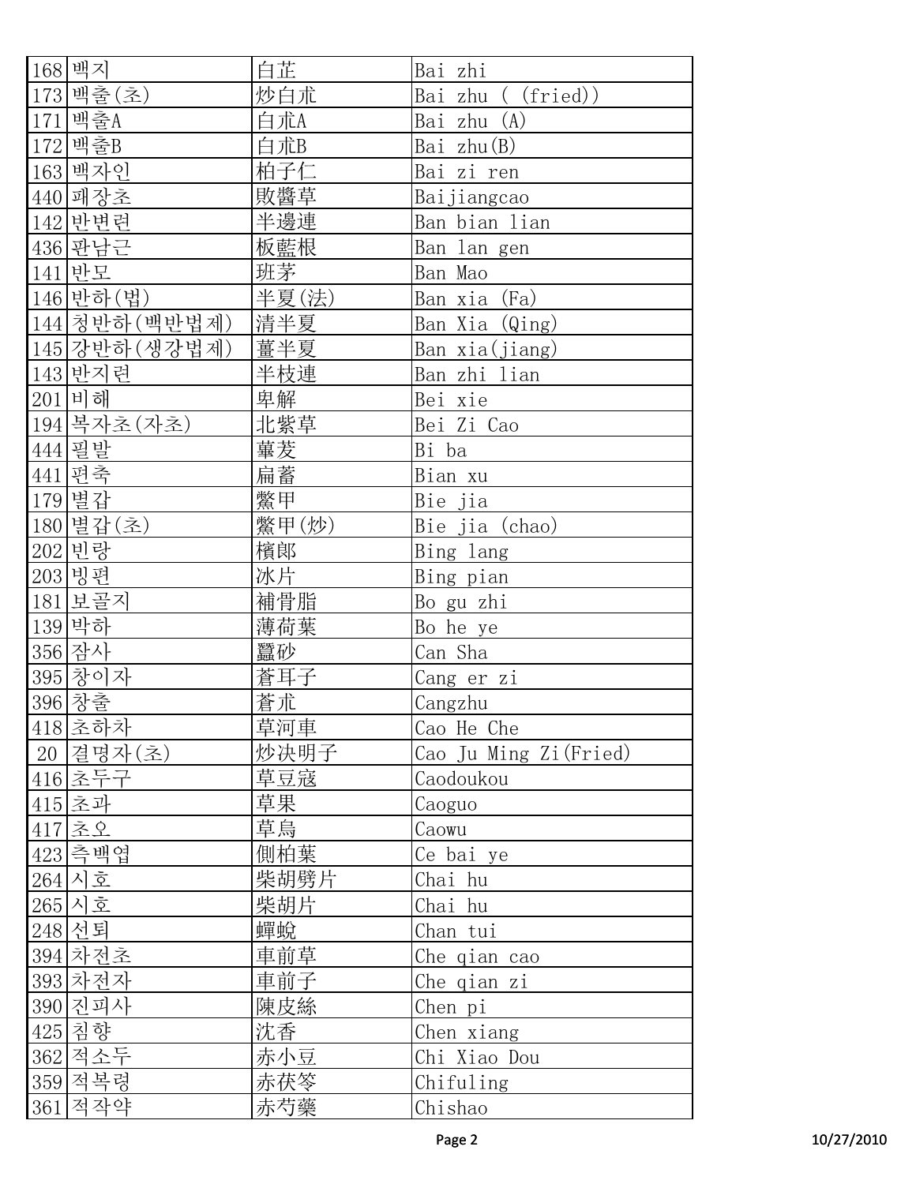| | | | |
|---|---|---|---|
| 168 | 백지 | 白芷 | Bai zhi |
| 173 | 백출(초) | 炒白朮 | Bai zhu ( (fried)) |
| 171 | 백출A | 白朮A | Bai zhu (A) |
| 172 | 백출B | 白朮B | Bai zhu(B) |
| 163 | 백자인 | 柏子仁 | Bai zi ren |
| 440 | 패장초 | 敗醬草 | Baijiangcao |
| 142 | 반변련 | 半邊連 | Ban bian lian |
| 436 | 판남근 | 板藍根 | Ban lan gen |
| 141 | 반모 | 班茅 | Ban Mao |
| 146 | 반하(법) | 半夏(法) | Ban xia (Fa) |
| 144 | 청반하(백반법제) | 清半夏 | Ban Xia (Qing) |
| 145 | 강반하(생강법제) | 薑半夏 | Ban xia(jiang) |
| 143 | 반지련 | 半枝連 | Ban zhi lian |
| 201 | 비해 | 卑解 | Bei xie |
| 194 | 복자초(자초) | 北紫草 | Bei Zi Cao |
| 444 | 필발 | 蓽茇 | Bi ba |
| 441 | 편축 | 扁蓄 | Bian xu |
| 179 | 별갑 | 鱉甲 | Bie jia |
| 180 | 별갑(초) | 鱉甲(炒) | Bie jia (chao) |
| 202 | 빈랑 | 檳郎 | Bing lang |
| 203 | 빙편 | 冰片 | Bing pian |
| 181 | 보골지 | 補骨脂 | Bo gu zhi |
| 139 | 박하 | 薄荷葉 | Bo he ye |
| 356 | 잠사 | 蠶砂 | Can Sha |
| 395 | 창이자 | 蒼耳子 | Cang er zi |
| 396 | 창출 | 蒼朮 | Cangzhu |
| 418 | 초하차 | 草河車 | Cao He Che |
| 20 | 결명자(초) | 炒决明子 | Cao Ju Ming Zi(Fried) |
| 416 | 초두구 | 草豆寇 | Caodoukou |
| 415 | 초과 | 草果 | Caoguo |
| 417 | 초오 | 草烏 | Caowu |
| 423 | 측백엽 | 側柏葉 | Ce bai ye |
| 264 | 시호 | 柴胡劈片 | Chai hu |
| 265 | 시호 | 柴胡片 | Chai hu |
| 248 | 선퇴 | 蟬蜕 | Chan tui |
| 394 | 차전초 | 車前草 | Che qian cao |
| 393 | 차전자 | 車前子 | Che qian zi |
| 390 | 진피사 | 陳皮絲 | Chen pi |
| 425 | 침향 | 沈香 | Chen xiang |
| 362 | 적소두 | 赤小豆 | Chi Xiao Dou |
| 359 | 적복령 | 赤茯笭 | Chifuling |
| 361 | 적작약 | 赤芍藥 | Chishao |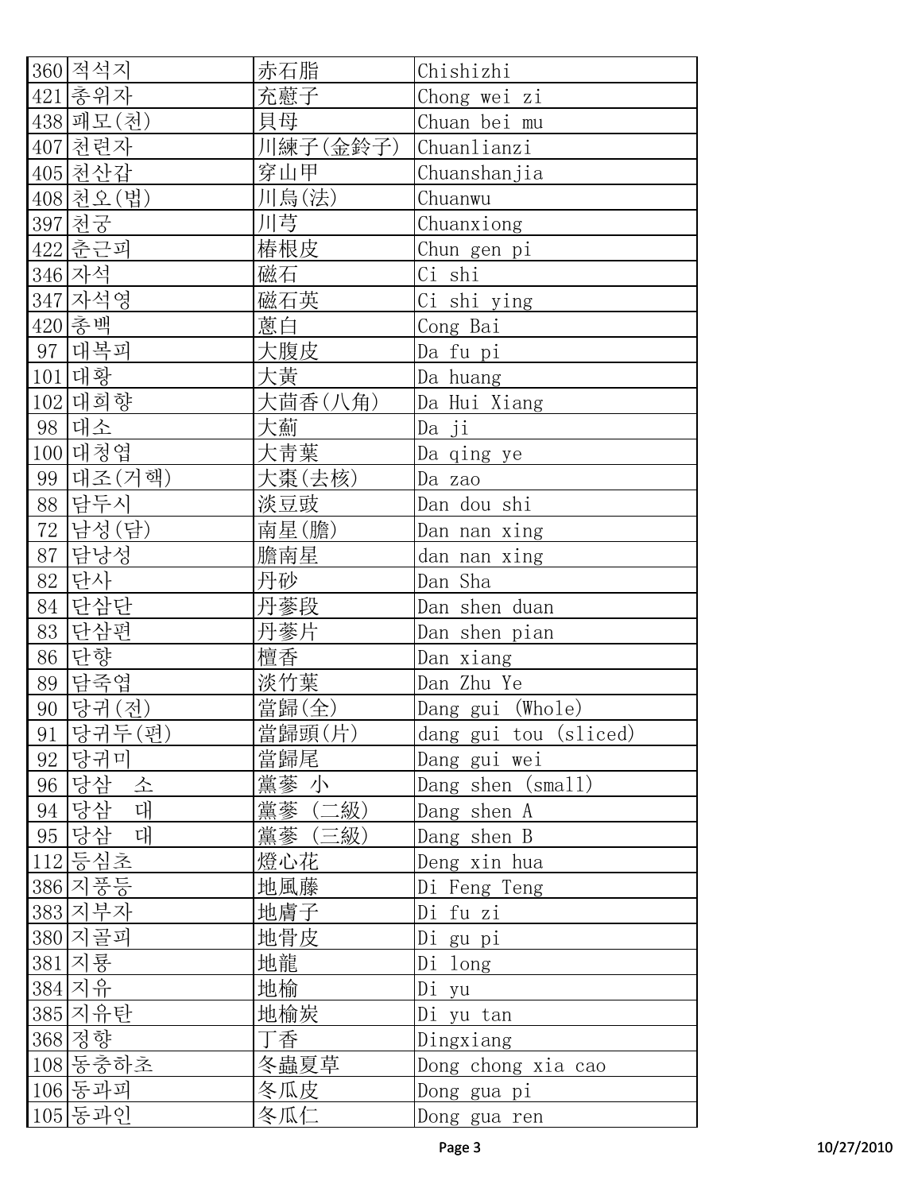| | | | |
|---|---|---|---|
| 360 | 적석지 | 赤石脂 | Chishizhi |
| 421 | 충위자 | 充蔚子 | Chong wei zi |
| 438 | 패모(천) | 貝母 | Chuan bei mu |
| 407 | 천련자 | 川練子(金鈴子) | Chuanlianzi |
| 405 | 천산갑 | 穿山甲 | Chuanshanjia |
| 408 | 천오(법) | 川烏(法) | Chuanwu |
| 397 | 천궁 | 川芎 | Chuanxiong |
| 422 | 춘근피 | 椿根皮 | Chun gen pi |
| 346 | 자석 | 磁石 | Ci shi |
| 347 | 자석영 | 磁石英 | Ci shi ying |
| 420 | 총백 | 蔥白 | Cong Bai |
| 97 | 대복피 | 大腹皮 | Da fu pi |
| 101 | 대황 | 大黃 | Da huang |
| 102 | 대회향 | 大茴香(八角) | Da Hui Xiang |
| 98 | 대소 | 大薊 | Da ji |
| 100 | 대청엽 | 大青葉 | Da qing ye |
| 99 | 대조(거핵) | 大棗(去核) | Da zao |
| 88 | 담두시 | 淡豆豉 | Dan dou shi |
| 72 | 남성(담) | 南星(膽) | Dan nan xing |
| 87 | 담낭성 | 膽南星 | dan nan xing |
| 82 | 단사 | 丹砂 | Dan Sha |
| 84 | 단삼단 | 丹蔘段 | Dan shen duan |
| 83 | 단삼편 | 丹蔘片 | Dan shen pian |
| 86 | 단향 | 檀香 | Dan xiang |
| 89 | 담죽엽 | 淡竹葉 | Dan Zhu Ye |
| 90 | 당귀(전) | 當歸(全) | Dang gui (Whole) |
| 91 | 당귀두(편) | 當歸頭(片) | dang gui tou (sliced) |
| 92 | 당귀미 | 當歸尾 | Dang gui wei |
| 96 | 당삼 소 | 黨蔘 小 | Dang shen (small) |
| 94 | 당삼 대 | 黨蔘 (二級) | Dang shen A |
| 95 | 당삼 대 | 黨蔘 (三級) | Dang shen B |
| 112 | 등심초 | 燈心花 | Deng xin hua |
| 386 | 지풍등 | 地風藤 | Di Feng Teng |
| 383 | 지부자 | 地膚子 | Di fu zi |
| 380 | 지골피 | 地骨皮 | Di gu pi |
| 381 | 지룡 | 地龍 | Di long |
| 384 | 지유 | 地榆 | Di yu |
| 385 | 지유탄 | 地榆炭 | Di yu tan |
| 368 | 정향 | 丁香 | Dingxiang |
| 108 | 동충하초 | 冬蟲夏草 | Dong chong xia cao |
| 106 | 동과피 | 冬瓜皮 | Dong gua pi |
| 105 | 동과인 | 冬瓜仁 | Dong gua ren |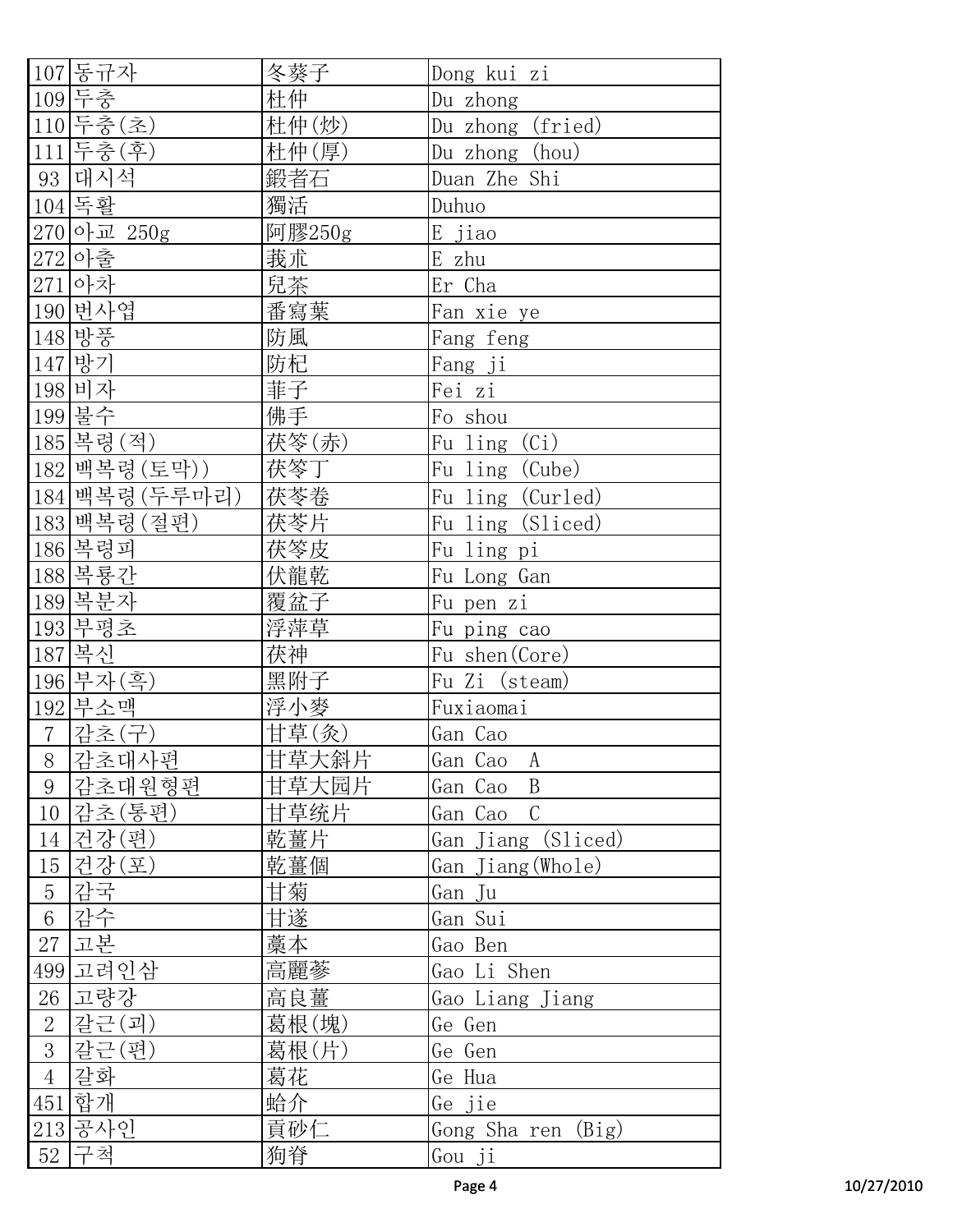| | | | |
|---|---|---|---|
| 107 | 동규자 | 冬葵子 | Dong kui zi |
| 109 | 두충 | 杜仲 | Du zhong |
| 110 | 두충(초) | 杜仲(炒) | Du zhong (fried) |
| 111 | 두충(후) | 杜仲(厚) | Du zhong (hou) |
| 93 | 대시석 | 鍛者石 | Duan Zhe Shi |
| 104 | 독활 | 獨活 | Duhuo |
| 270 | 아교 250g | 阿膠250g | E jiao |
| 272 | 아출 | 莪朮 | E zhu |
| 271 | 아차 | 兒茶 | Er Cha |
| 190 | 번사엽 | 番寫葉 | Fan xie ye |
| 148 | 방풍 | 防風 | Fang feng |
| 147 | 방기 | 防杞 | Fang ji |
| 198 | 비자 | 菲子 | Fei zi |
| 199 | 불수 | 佛手 | Fo shou |
| 185 | 복령(적) | 茯笭(赤) | Fu ling (Ci) |
| 182 | 백복령(토막)) | 茯笭丁 | Fu ling (Cube) |
| 184 | 백복령(두루마리) | 茯苓卷 | Fu ling (Curled) |
| 183 | 백복령(절편) | 茯苓片 | Fu ling (Sliced) |
| 186 | 복령피 | 茯笭皮 | Fu ling pi |
| 188 | 복룡간 | 伏龍乾 | Fu Long Gan |
| 189 | 복분자 | 覆盆子 | Fu pen zi |
| 193 | 부평초 | 浮萍草 | Fu ping cao |
| 187 | 복신 | 茯神 | Fu shen(Core) |
| 196 | 부자(흑) | 黑附子 | Fu Zi (steam) |
| 192 | 부소맥 | 浮小麥 | Fuxiaomai |
| 7 | 감초(구) | 甘草(炙) | Gan Cao |
| 8 | 감초대사편 | 甘草大斜片 | Gan Cao A |
| 9 | 감초대원형편 | 甘草大园片 | Gan Cao B |
| 10 | 감초(통편) | 甘草统片 | Gan Cao C |
| 14 | 건강(편) | 乾薑片 | Gan Jiang (Sliced) |
| 15 | 건강(포) | 乾薑個 | Gan Jiang(Whole) |
| 5 | 감국 | 甘菊 | Gan Ju |
| 6 | 감수 | 甘遂 | Gan Sui |
| 27 | 고본 | 藁本 | Gao Ben |
| 499 | 고려인삼 | 高麗蔘 | Gao Li Shen |
| 26 | 고량강 | 高良薑 | Gao Liang Jiang |
| 2 | 갈근(괴) | 葛根(塊) | Ge Gen |
| 3 | 갈근(편) | 葛根(片) | Ge Gen |
| 4 | 갈화 | 葛花 | Ge Hua |
| 451 | 합개 | 蛤介 | Ge jie |
| 213 | 공사인 | 貢砂仁 | Gong Sha ren (Big) |
| 52 | 구척 | 狗脊 | Gou ji |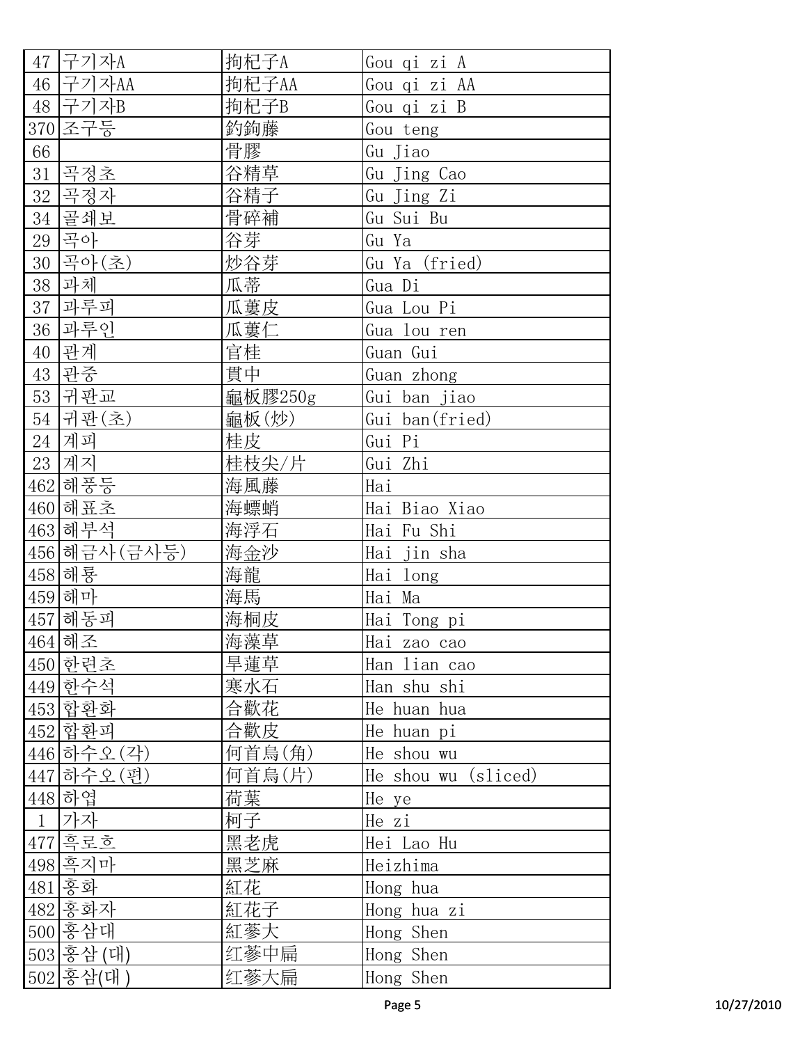| | | | |
|---|---|---|---|
| 47 | 구기자A | 拘杞子A | Gou qi zi A |
| 46 | 구기자AA | 拘杞子AA | Gou qi zi AA |
| 48 | 구기자B | 拘杞子B | Gou qi zi B |
| 370 | 조구등 | 釣鉤藤 | Gou teng |
| 66 | | 骨膠 | Gu Jiao |
| 31 | 곡정초 | 谷精草 | Gu Jing Cao |
| 32 | 곡정자 | 谷精子 | Gu Jing Zi |
| 34 | 골쇄보 | 骨碎補 | Gu Sui Bu |
| 29 | 곡아 | 谷芽 | Gu Ya |
| 30 | 곡아(초) | 炒谷芽 | Gu Ya (fried) |
| 38 | 과체 | 瓜蒂 | Gua Di |
| 37 | 과루피 | 瓜蔞皮 | Gua Lou Pi |
| 36 | 과루인 | 瓜蔞仁 | Gua lou ren |
| 40 | 관계 | 官桂 | Guan Gui |
| 43 | 관중 | 貫中 | Guan zhong |
| 53 | 귀판교 | 龜板膠250g | Gui ban jiao |
| 54 | 귀판(초) | 龜板(炒) | Gui ban(fried) |
| 24 | 계피 | 桂皮 | Gui Pi |
| 23 | 계지 | 桂枝尖/片 | Gui Zhi |
| 462 | 해풍등 | 海風藤 | Hai |
| 460 | 해표초 | 海螵蛸 | Hai Biao Xiao |
| 463 | 해부석 | 海浮石 | Hai Fu Shi |
| 456 | 해금사(금사등) | 海金沙 | Hai jin sha |
| 458 | 해룡 | 海龍 | Hai long |
| 459 | 해마 | 海馬 | Hai Ma |
| 457 | 해동피 | 海桐皮 | Hai Tong pi |
| 464 | 해조 | 海藻草 | Hai zao cao |
| 450 | 한련초 | 旱蓮草 | Han lian cao |
| 449 | 한수석 | 寒水石 | Han shu shi |
| 453 | 합환화 | 合歡花 | He huan hua |
| 452 | 합환피 | 合歡皮 | He huan pi |
| 446 | 하수오(각) | 何首烏(角) | He shou wu |
| 447 | 하수오(편) | 何首烏(片) | He shou wu (sliced) |
| 448 | 하엽 | 荷葉 | He ye |
| 1 | 가자 | 柯子 | He zi |
| 477 | 흑로호 | 黑老虎 | Hei Lao Hu |
| 498 | 흑지마 | 黑芝麻 | Heizhima |
| 481 | 홍화 | 紅花 | Hong hua |
| 482 | 홍화자 | 紅花子 | Hong hua zi |
| 500 | 홍삼대 | 紅蔘大 | Hong Shen |
| 503 | 홍삼(대) | 红蔘中扁 | Hong Shen |
| 502 | 홍삼(대) | 红蔘大扁 | Hong Shen |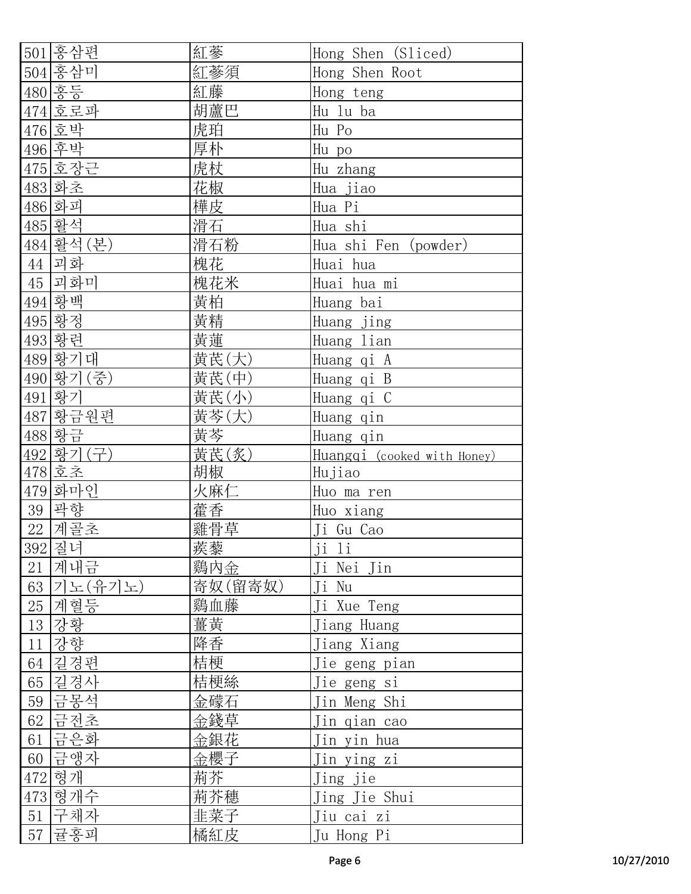| | | | |
|---|---|---|---|
| 501 | 홍삼편 | 紅蔘 | Hong Shen (Sliced) |
| 504 | 홍삼미 | 紅蔘須 | Hong Shen Root |
| 480 | 홍등 | 紅藤 | Hong teng |
| 474 | 호로파 | 胡蘆巴 | Hu lu ba |
| 476 | 호박 | 虎珀 | Hu Po |
| 496 | 후박 | 厚朴 | Hu po |
| 475 | 호장근 | 虎杖 | Hu zhang |
| 483 | 화초 | 花椒 | Hua jiao |
| 486 | 화피 | 樺皮 | Hua Pi |
| 485 | 활석 | 滑石 | Hua shi |
| 484 | 활석(본) | 滑石粉 | Hua shi Fen (powder) |
| 44 | 괴화 | 槐花 | Huai hua |
| 45 | 괴화미 | 槐花米 | Huai hua mi |
| 494 | 황백 | 黃柏 | Huang bai |
| 495 | 황정 | 黃精 | Huang jing |
| 493 | 황련 | 黃蓮 | Huang lian |
| 489 | 황기대 | 黃芪(大) | Huang qi A |
| 490 | 황기(중) | 黃芪(中) | Huang qi B |
| 491 | 황기 | 黃芪(小) | Huang qi C |
| 487 | 황금원편 | 黃芩(大) | Huang qin |
| 488 | 황금 | 黃芩 | Huang qin |
| 492 | 황기(구) | 黃芪(炙) | Huangqi (cooked with Honey) |
| 478 | 호초 | 胡椒 | Hujiao |
| 479 | 화마인 | 火麻仁 | Huo ma ren |
| 39 | 곽향 | 藿香 | Huo xiang |
| 22 | 계골초 | 雞骨草 | Ji Gu Cao |
| 392 | 질녀 | 蒺藜 | ji li |
| 21 | 계내금 | 鷄內金 | Ji Nei Jin |
| 63 | 기노(유기노) | 寄奴(留寄奴) | Ji Nu |
| 25 | 계혈등 | 鷄血藤 | Ji Xue Teng |
| 13 | 강황 | 薑黃 | Jiang Huang |
| 11 | 강향 | 降香 | Jiang Xiang |
| 64 | 길경편 | 桔梗 | Jie geng pian |
| 65 | 길경사 | 桔梗絲 | Jie geng si |
| 59 | 금몽석 | 金礞石 | Jin Meng Shi |
| 62 | 금전초 | 金錢草 | Jin qian cao |
| 61 | 금은화 | 金銀花 | Jin yin hua |
| 60 | 금앵자 | 金櫻子 | Jin ying zi |
| 472 | 형개 | 荊芥 | Jing jie |
| 473 | 형개수 | 荊芥穗 | Jing Jie Shui |
| 51 | 구채자 | 韭菜子 | Jiu cai zi |
| 57 | 귤홍피 | 橘紅皮 | Ju Hong Pi |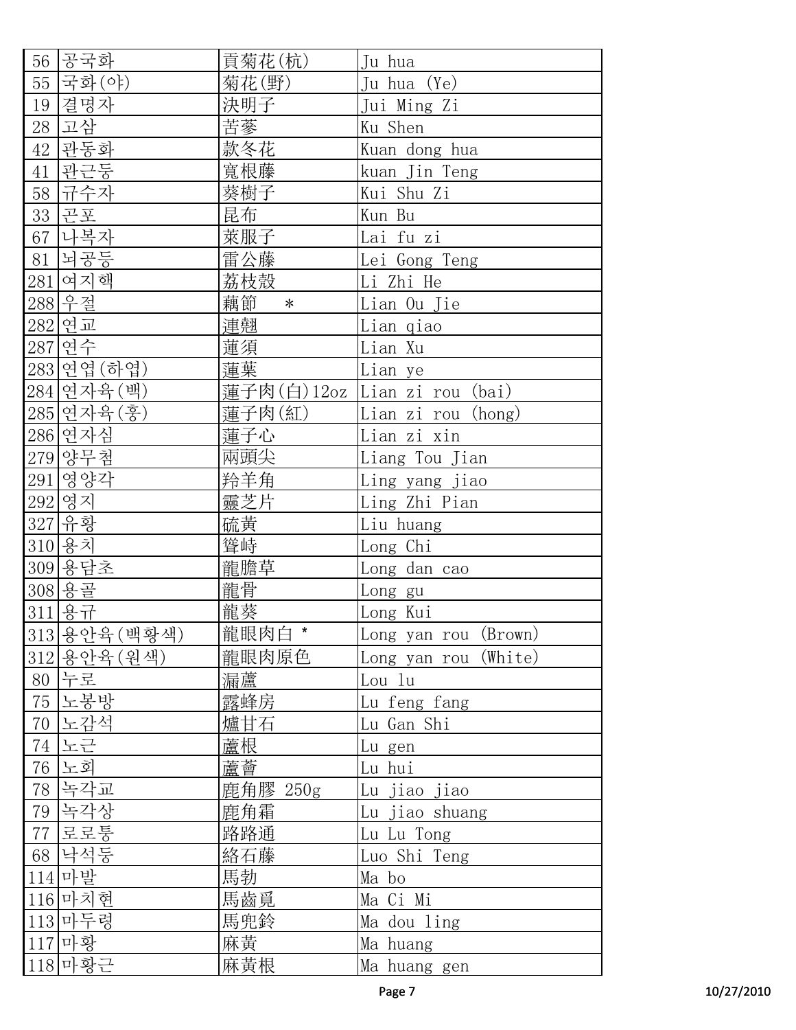| 56 | 공국화 | 貢菊花(杭) | Ju hua |
|---|---|---|---|
| 55 | 국화(야) | 菊花(野) | Ju hua (Ye) |
| 19 | 결명자 | 決明子 | Jui Ming Zi |
| 28 | 고삼 | 苦蔘 | Ku Shen |
| 42 | 관동화 | 款冬花 | Kuan dong hua |
| 41 | 관근등 | 寬根藤 | kuan Jin Teng |
| 58 | 규수자 | 葵樹子 | Kui Shu Zi |
| 33 | 곤포 | 昆布 | Kun Bu |
| 67 | 나복자 | 萊服子 | Lai fu zi |
| 81 | 뇌공등 | 雷公藤 | Lei Gong Teng |
| 281 | 여지핵 | 荔枝殼 | Li Zhi He |
| 288 | 우절 | 藕節　* | Lian Ou Jie |
| 282 | 연교 | 連翹 | Lian qiao |
| 287 | 연수 | 蓮須 | Lian Xu |
| 283 | 연엽(하엽) | 蓮葉 | Lian ye |
| 284 | 연자육(백) | 蓮子肉(白)12oz | Lian zi rou (bai) |
| 285 | 연자육(홍) | 蓮子肉(紅) | Lian zi rou (hong) |
| 286 | 연자심 | 蓮子心 | Lian zi xin |
| 279 | 양무첨 | 兩頭尖 | Liang Tou Jian |
| 291 | 영양각 | 羚羊角 | Ling yang jiao |
| 292 | 영지 | 靈芝片 | Ling Zhi Pian |
| 327 | 유황 | 硫黃 | Liu huang |
| 310 | 용치 | 聳峙 | Long Chi |
| 309 | 용담초 | 龍膽草 | Long dan cao |
| 308 | 용골 | 龍骨 | Long gu |
| 311 | 용규 | 龍葵 | Long Kui |
| 313 | 용안육(백황색) | 龍眼肉白 * | Long yan rou (Brown) |
| 312 | 용안육(원색) | 龍眼肉原色 | Long yan rou (White) |
| 80 | 누로 | 漏蘆 | Lou lu |
| 75 | 노봉방 | 露蜂房 | Lu feng fang |
| 70 | 노감석 | 爐甘石 | Lu Gan Shi |
| 74 | 노근 | 蘆根 | Lu gen |
| 76 | 노회 | 蘆薈 | Lu hui |
| 78 | 녹각교 | 鹿角膠 250g | Lu jiao jiao |
| 79 | 녹각상 | 鹿角霜 | Lu jiao shuang |
| 77 | 로로통 | 路路通 | Lu Lu Tong |
| 68 | 낙석등 | 絡石藤 | Luo Shi Teng |
| 114 | 마발 | 馬勃 | Ma bo |
| 116 | 마치현 | 馬齒莧 | Ma Ci Mi |
| 113 | 마두령 | 馬兜鈴 | Ma dou ling |
| 117 | 마황 | 麻黄 | Ma huang |
| 118 | 마황근 | 麻黄根 | Ma huang gen |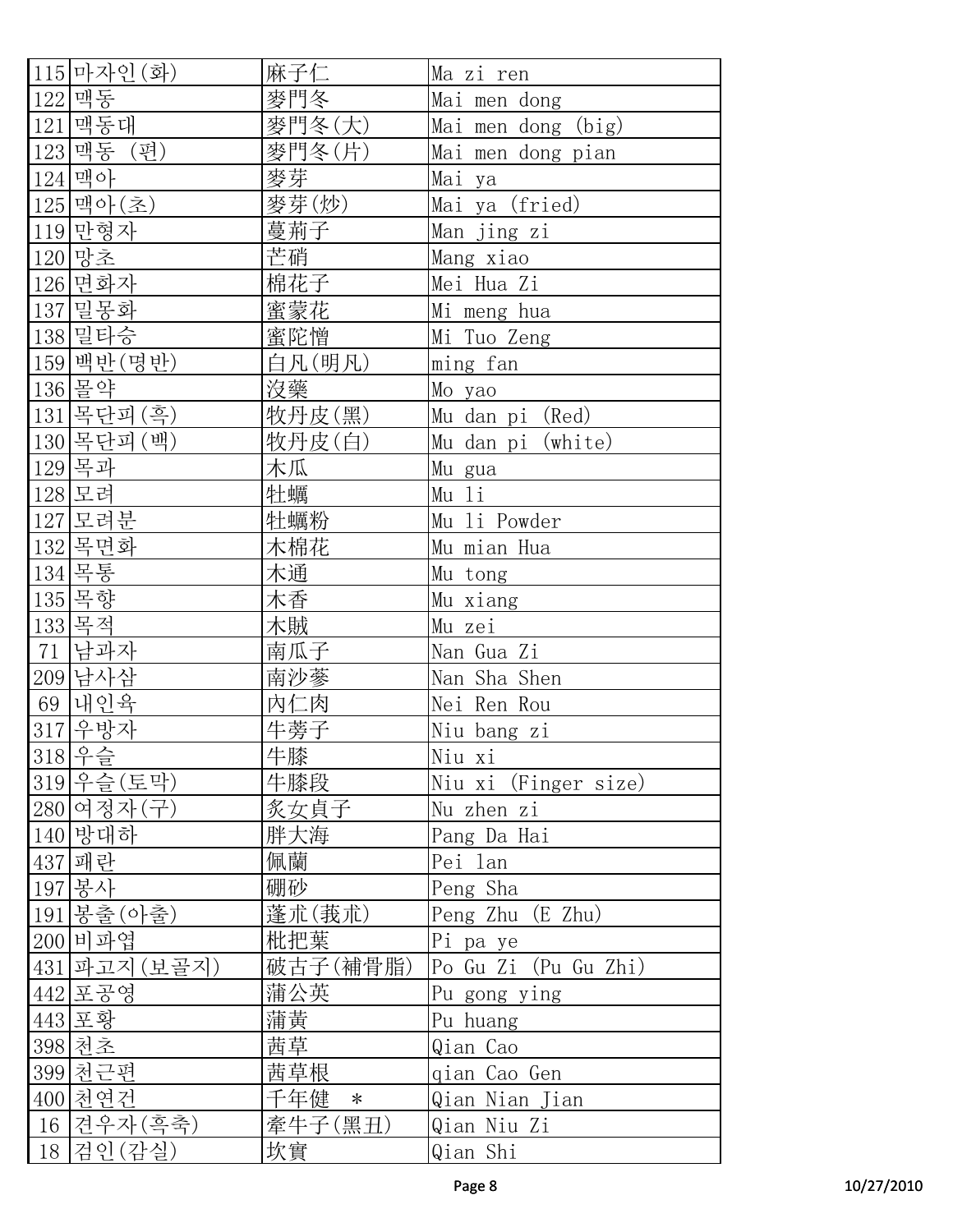| | | | |
|---|---|---|---|
| 115 | 마자인(화) | 麻子仁 | Ma zi ren |
| 122 | 맥동 | 麥門冬 | Mai men dong |
| 121 | 맥동대 | 麥門冬(大) | Mai men dong (big) |
| 123 | 맥동 (편) | 麥門冬(片) | Mai men dong pian |
| 124 | 맥아 | 麥芽 | Mai ya |
| 125 | 맥아(초) | 麥芽(炒) | Mai ya (fried) |
| 119 | 만형자 | 蔓荊子 | Man jing zi |
| 120 | 망초 | 芒硝 | Mang xiao |
| 126 | 면화자 | 棉花子 | Mei Hua Zi |
| 137 | 밀몽화 | 蜜蒙花 | Mi meng hua |
| 138 | 밀타승 | 蜜陀憎 | Mi Tuo Zeng |
| 159 | 백반(명반) | 白凡(明凡) | ming fan |
| 136 | 몰약 | 沒藥 | Mo yao |
| 131 | 목단피(흑) | 牧丹皮(黑) | Mu dan pi (Red) |
| 130 | 목단피(백) | 牧丹皮(白) | Mu dan pi (white) |
| 129 | 목과 | 木瓜 | Mu gua |
| 128 | 모려 | 牡蠣 | Mu li |
| 127 | 모려분 | 牡蠣粉 | Mu li Powder |
| 132 | 목면화 | 木棉花 | Mu mian Hua |
| 134 | 목통 | 木通 | Mu tong |
| 135 | 목향 | 木香 | Mu xiang |
| 133 | 목적 | 木賊 | Mu zei |
| 71 | 남과자 | 南瓜子 | Nan Gua Zi |
| 209 | 남사삼 | 南沙蔘 | Nan Sha Shen |
| 69 | 내인육 | 內仁肉 | Nei Ren Rou |
| 317 | 우방자 | 牛蒡子 | Niu bang zi |
| 318 | 우슬 | 牛膝 | Niu xi |
| 319 | 우슬(토막) | 牛膝段 | Niu xi (Finger size) |
| 280 | 여정자(구) | 炙女貞子 | Nu zhen zi |
| 140 | 방대하 | 胖大海 | Pang Da Hai |
| 437 | 패란 | 佩蘭 | Pei lan |
| 197 | 봉사 | 硼砂 | Peng Sha |
| 191 | 봉출(아출) | 蓬朮(莪朮) | Peng Zhu (E Zhu) |
| 200 | 비파엽 | 枇把葉 | Pi pa ye |
| 431 | 파고지(보골지) | 破古子(補骨脂) | Po Gu Zi (Pu Gu Zhi) |
| 442 | 포공영 | 蒲公英 | Pu gong ying |
| 443 | 포황 | 蒲黄 | Pu huang |
| 398 | 천초 | 茜草 | Qian Cao |
| 399 | 천근편 | 茜草根 | qian Cao Gen |
| 400 | 천연건 | 千年健 * | Qian Nian Jian |
| 16 | 견우자(흑축) | 牽牛子(黑丑) | Qian Niu Zi |
| 18 | 검인(감실) | 坎實 | Qian Shi |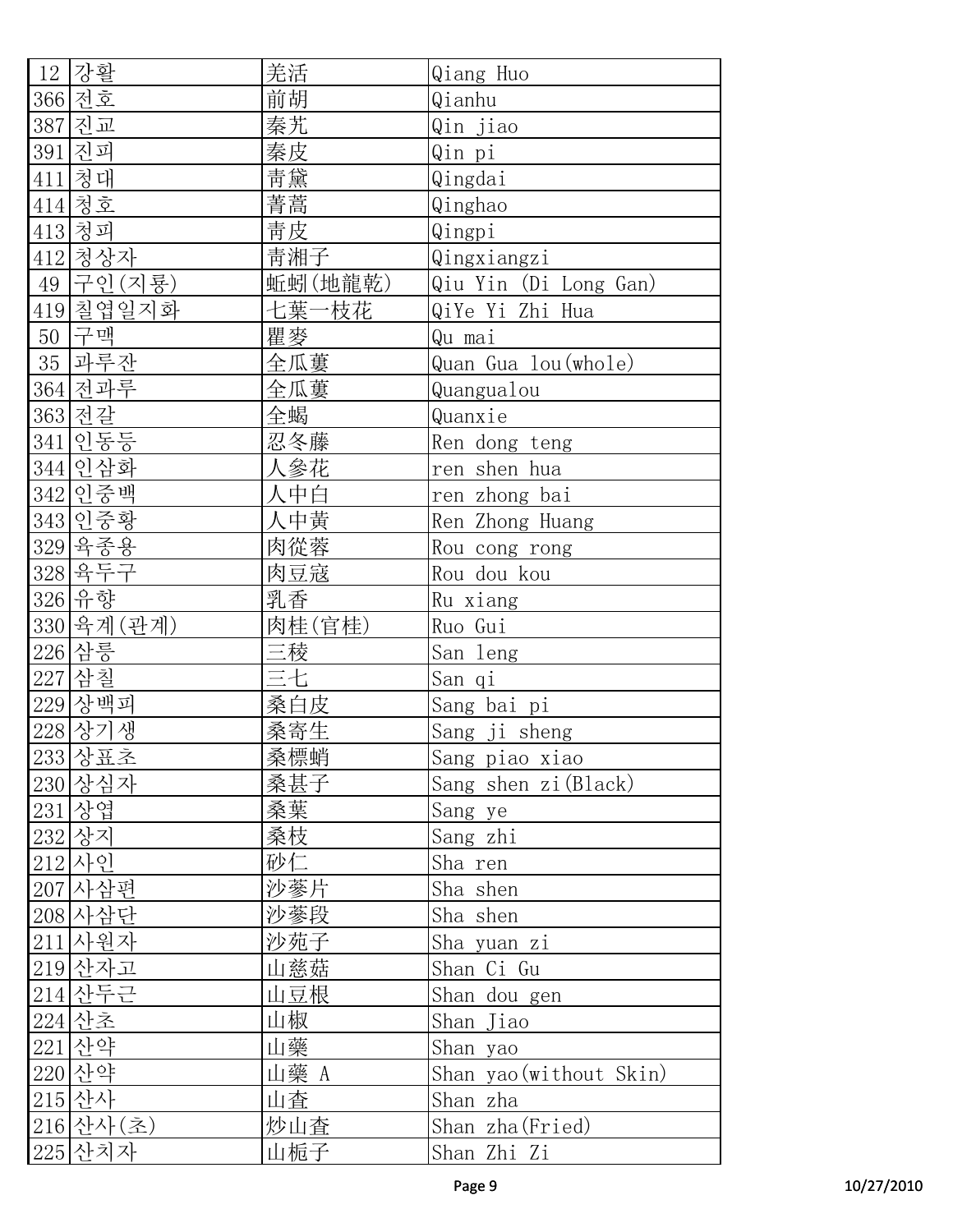| 12 | 강활 | 羌活 | Qiang Huo |
|---|---|---|---|
| 366 | 전호 | 前胡 | Qianhu |
| 387 | 진교 | 秦艽 | Qin jiao |
| 391 | 진피 | 秦皮 | Qin pi |
| 411 | 청대 | 青黛 | Qingdai |
| 414 | 청호 | 菁蒿 | Qinghao |
| 413 | 청피 | 青皮 | Qingpi |
| 412 | 청상자 | 青湘子 | Qingxiangzi |
| 49 | 구인(지룡) | 蚯蚓(地龍乾) | Qiu Yin (Di Long Gan) |
| 419 | 칠엽일지화 | 七葉一枝花 | QiYe Yi Zhi Hua |
| 50 | 구맥 | 瞿麥 | Qu mai |
| 35 | 과루잔 | 全瓜蔞 | Quan Gua lou(whole) |
| 364 | 전과루 | 全瓜蔞 | Quangualou |
| 363 | 전갈 | 全蝎 | Quanxie |
| 341 | 인동등 | 忍冬藤 | Ren dong teng |
| 344 | 인삼화 | 人參花 | ren shen hua |
| 342 | 인중백 | 人中白 | ren zhong bai |
| 343 | 인중황 | 人中黃 | Ren Zhong Huang |
| 329 | 육종용 | 肉從蓉 | Rou cong rong |
| 328 | 육두구 | 肉豆寇 | Rou dou kou |
| 326 | 유향 | 乳香 | Ru xiang |
| 330 | 육계(관계) | 肉桂(官桂) | Ruo Gui |
| 226 | 삼릉 | 三稜 | San leng |
| 227 | 삼칠 | 三七 | San qi |
| 229 | 상백피 | 桑白皮 | Sang bai pi |
| 228 | 상기생 | 桑寄生 | Sang ji sheng |
| 233 | 상표초 | 桑標蛸 | Sang piao xiao |
| 230 | 상심자 | 桑甚子 | Sang shen zi(Black) |
| 231 | 상엽 | 桑葉 | Sang ye |
| 232 | 상지 | 桑枝 | Sang zhi |
| 212 | 사인 | 砂仁 | Sha ren |
| 207 | 사삼편 | 沙蔘片 | Sha shen |
| 208 | 사삼단 | 沙蔘段 | Sha shen |
| 211 | 사원자 | 沙苑子 | Sha yuan zi |
| 219 | 산자고 | 山慈菇 | Shan Ci Gu |
| 214 | 산두근 | 山豆根 | Shan dou gen |
| 224 | 산초 | 山椒 | Shan Jiao |
| 221 | 산약 | 山藥 | Shan yao |
| 220 | 산약 | 山藥 A | Shan yao(without Skin) |
| 215 | 산사 | 山查 | Shan zha |
| 216 | 산사(초) | 炒山查 | Shan zha(Fried) |
| 225 | 산치자 | 山梔子 | Shan Zhi Zi |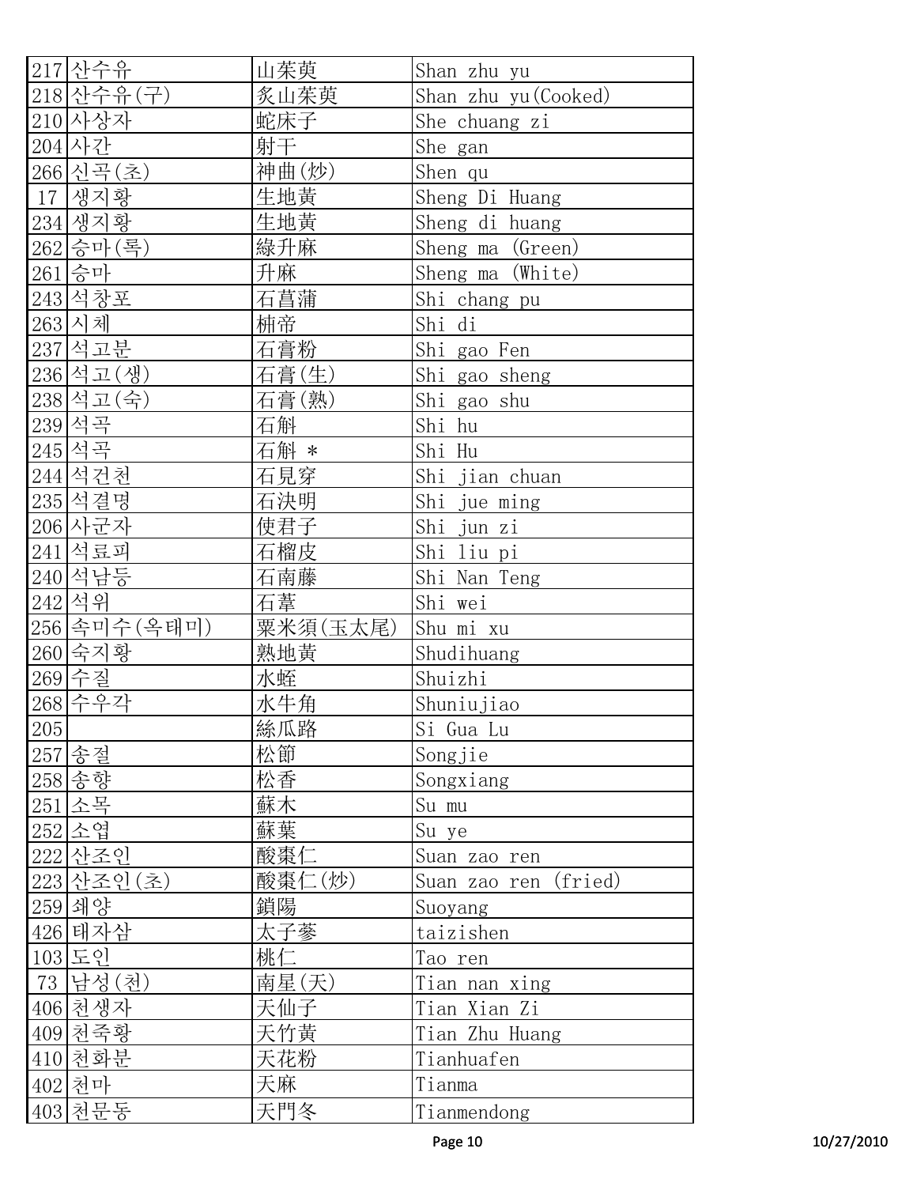| | | | |
|---|---|---|---|
| 217 | 산수유 | 山茱萸 | Shan zhu yu |
| 218 | 산수유(구) | 炙山茱萸 | Shan zhu yu(Cooked) |
| 210 | 사상자 | 蛇床子 | She chuang zi |
| 204 | 사간 | 射干 | She gan |
| 266 | 신곡(초) | 神曲(炒) | Shen qu |
| 17 | 생지황 | 生地黃 | Sheng Di Huang |
| 234 | 생지황 | 生地黃 | Sheng di huang |
| 262 | 승마(록) | 綠升麻 | Sheng ma (Green) |
| 261 | 승마 | 升麻 | Sheng ma (White) |
| 243 | 석창포 | 石菖蒲 | Shi chang pu |
| 263 | 시체 | 柿帝 | Shi di |
| 237 | 석고분 | 石膏粉 | Shi gao Fen |
| 236 | 석고(생) | 石膏(生) | Shi gao sheng |
| 238 | 석고(숙) | 石膏(熟) | Shi gao shu |
| 239 | 석곡 | 石斛 | Shi hu |
| 245 | 석곡 | 石斛 * | Shi Hu |
| 244 | 석견천 | 石見穿 | Shi jian chuan |
| 235 | 석결명 | 石決明 | Shi jue ming |
| 206 | 사군자 | 使君子 | Shi jun zi |
| 241 | 석류피 | 石榴皮 | Shi liu pi |
| 240 | 석남등 | 石南藤 | Shi Nan Teng |
| 242 | 석위 | 石葦 | Shi wei |
| 256 | 속미수(옥태미) | 粟米須(玉太尾) | Shu mi xu |
| 260 | 숙지황 | 熟地黃 | Shudihuang |
| 269 | 수질 | 水蛭 | Shuizhi |
| 268 | 수우각 | 水牛角 | Shuniujiao |
| 205 | | 絲瓜路 | Si Gua Lu |
| 257 | 송절 | 松節 | Songjie |
| 258 | 송향 | 松香 | Songxiang |
| 251 | 소목 | 蘇木 | Su mu |
| 252 | 소엽 | 蘇葉 | Su ye |
| 222 | 산조인 | 酸棗仁 | Suan zao ren |
| 223 | 산조인(초) | 酸棗仁(炒) | Suan zao ren (fried) |
| 259 | 쇄양 | 鎖陽 | Suoyang |
| 426 | 태자삼 | 太子蔘 | taizishen |
| 103 | 도인 | 桃仁 | Tao ren |
| 73 | 남성(천) | 南星(天) | Tian nan xing |
| 406 | 천생자 | 天仙子 | Tian Xian Zi |
| 409 | 천죽황 | 天竹黃 | Tian Zhu Huang |
| 410 | 천화분 | 天花粉 | Tianhuafen |
| 402 | 천마 | 天麻 | Tianma |
| 403 | 천문동 | 天門冬 | Tianmendong |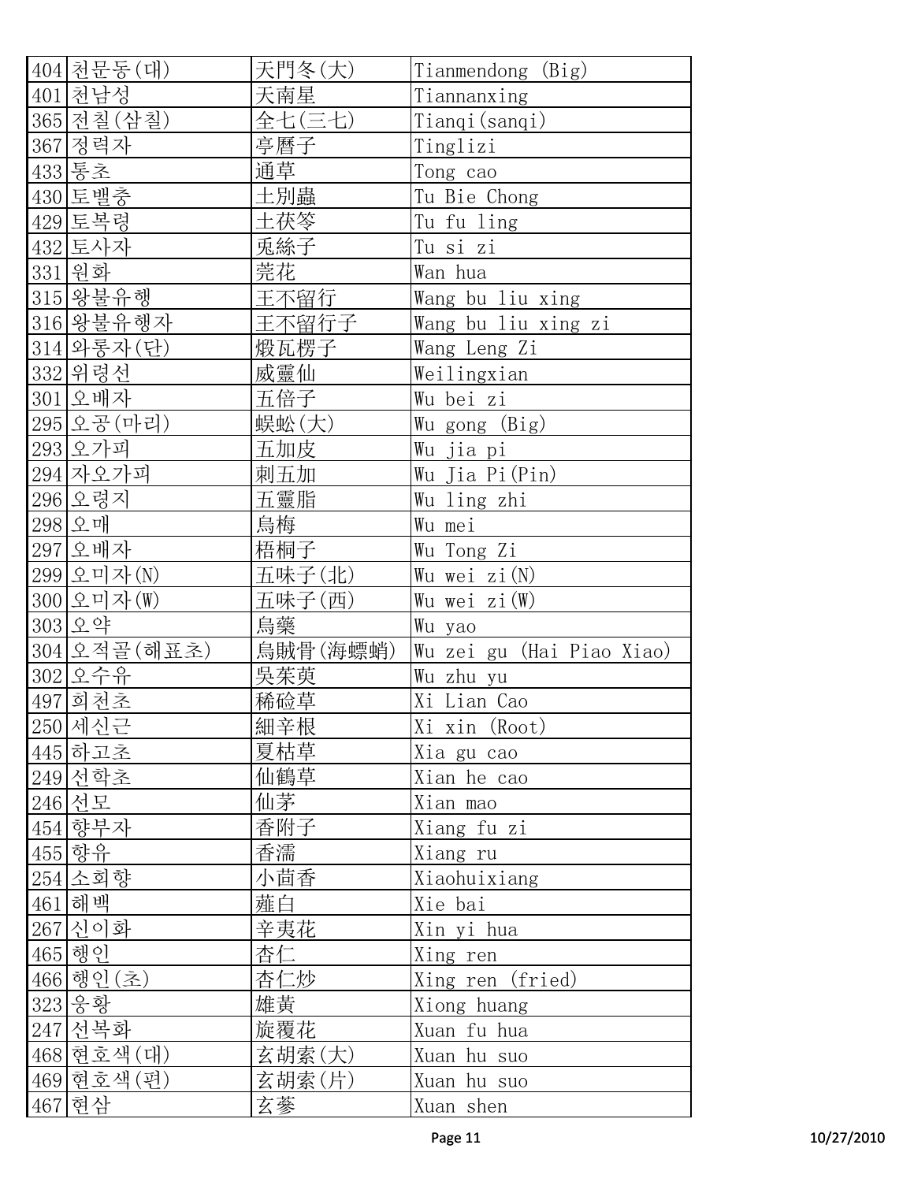| | | | |
|---|---|---|---|
| 404 | 천문동(대) | 天門冬(大) | Tianmendong (Big) |
| 401 | 천남성 | 天南星 | Tiannanxing |
| 365 | 전칠(삼칠) | 全七(三七) | Tianqi(sanqi) |
| 367 | 정력자 | 亭暦子 | Tinglizi |
| 433 | 통초 | 通草 | Tong cao |
| 430 | 토밸충 | 土別蟲 | Tu Bie Chong |
| 429 | 토복령 | 土茯笭 | Tu fu ling |
| 432 | 토사자 | 兎絲子 | Tu si zi |
| 331 | 원화 | 莞花 | Wan hua |
| 315 | 왕불유행 | 王不留行 | Wang bu liu xing |
| 316 | 왕불유행자 | 王不留行子 | Wang bu liu xing zi |
| 314 | 와롱자(단) | 煅瓦楞子 | Wang Leng Zi |
| 332 | 위령선 | 威靈仙 | Weilingxian |
| 301 | 오배자 | 五倍子 | Wu bei zi |
| 295 | 오공(마리) | 蜈蚣(大) | Wu gong (Big) |
| 293 | 오가피 | 五加皮 | Wu jia pi |
| 294 | 자오가피 | 刺五加 | Wu Jia Pi(Pin) |
| 296 | 오령지 | 五靈脂 | Wu ling zhi |
| 298 | 오매 | 烏梅 | Wu mei |
| 297 | 오배자 | 梧桐子 | Wu Tong Zi |
| 299 | 오미자(N) | 五味子(北) | Wu wei zi(N) |
| 300 | 오미자(W) | 五味子(西) | Wu wei zi(W) |
| 303 | 오약 | 烏藥 | Wu yao |
| 304 | 오적골(해표초) | 烏賊骨(海螵蛸) | Wu zei gu (Hai Piao Xiao) |
| 302 | 오수유 | 吳茱萸 | Wu zhu yu |
| 497 | 희천초 | 稀硷草 | Xi Lian Cao |
| 250 | 세신근 | 細辛根 | Xi xin (Root) |
| 445 | 하고초 | 夏枯草 | Xia gu cao |
| 249 | 선학초 | 仙鶴草 | Xian he cao |
| 246 | 선모 | 仙茅 | Xian mao |
| 454 | 향부자 | 香附子 | Xiang fu zi |
| 455 | 향유 | 香濡 | Xiang ru |
| 254 | 소회향 | 小茴香 | Xiaohuixiang |
| 461 | 해백 | 薤白 | Xie bai |
| 267 | 신이화 | 辛夷花 | Xin yi hua |
| 465 | 행인 | 杏仁 | Xing ren |
| 466 | 행인(초) | 杏仁炒 | Xing ren (fried) |
| 323 | 웅황 | 雄黄 | Xiong huang |
| 247 | 선복화 | 旋覆花 | Xuan fu hua |
| 468 | 현호색(대) | 玄胡索(大) | Xuan hu suo |
| 469 | 현호색(편) | 玄胡索(片) | Xuan hu suo |
| 467 | 현삼 | 玄蔘 | Xuan shen |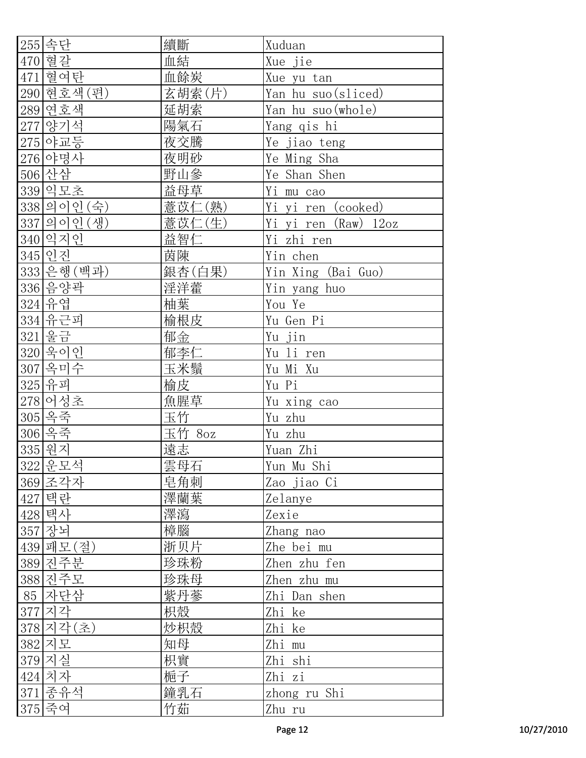| | | | |
|---|---|---|---|
| 255 | 속단 | 續斷 | Xuduan |
| 470 | 혈갈 | 血結 | Xue jie |
| 471 | 혈여탄 | 血餘炭 | Xue yu tan |
| 290 | 현호색(편) | 玄胡索(片) | Yan hu suo(sliced) |
| 289 | 연호색 | 延胡索 | Yan hu suo(whole) |
| 277 | 양기석 | 陽氣石 | Yang qis hi |
| 275 | 야교등 | 夜交騰 | Ye jiao teng |
| 276 | 야명사 | 夜明砂 | Ye Ming Sha |
| 506 | 산삼 | 野山參 | Ye Shan Shen |
| 339 | 익모초 | 益母草 | Yi mu cao |
| 338 | 의이인(숙) | 薏苡仁(熟) | Yi yi ren (cooked) |
| 337 | 의이인(생) | 薏苡仁(生) | Yi yi ren (Raw) 12oz |
| 340 | 익지인 | 益智仁 | Yi zhi ren |
| 345 | 인진 | 茵陳 | Yin chen |
| 333 | 은행(백과) | 銀杏(白果) | Yin Xing (Bai Guo) |
| 336 | 음양곽 | 淫洋藿 | Yin yang huo |
| 324 | 유엽 | 柚葉 | You Ye |
| 334 | 유근피 | 榆根皮 | Yu Gen Pi |
| 321 | 울금 | 郁金 | Yu jin |
| 320 | 욱이인 | 郁李仁 | Yu li ren |
| 307 | 옥미수 | 玉米鬚 | Yu Mi Xu |
| 325 | 유피 | 榆皮 | Yu Pi |
| 278 | 어성초 | 魚腥草 | Yu xing cao |
| 305 | 옥죽 | 玉竹 | Yu zhu |
| 306 | 옥죽 | 玉竹 8oz | Yu zhu |
| 335 | 원지 | 遠志 | Yuan Zhi |
| 322 | 운모석 | 雲母石 | Yun Mu Shi |
| 369 | 조각자 | 皂角刺 | Zao jiao Ci |
| 427 | 택란 | 澤蘭葉 | Zelanye |
| 428 | 택사 | 澤瀉 | Zexie |
| 357 | 장뇌 | 樟腦 | Zhang nao |
| 439 | 패모(절) | 浙贝片 | Zhe bei mu |
| 389 | 진주분 | 珍珠粉 | Zhen zhu fen |
| 388 | 진주모 | 珍珠母 | Zhen zhu mu |
| 85 | 자단삼 | 紫丹蔘 | Zhi Dan shen |
| 377 | 지각 | 枳殼 | Zhi ke |
| 378 | 지각(초) | 炒枳殼 | Zhi ke |
| 382 | 지모 | 知母 | Zhi mu |
| 379 | 지실 | 枳實 | Zhi shi |
| 424 | 치자 | 梔子 | Zhi zi |
| 371 | 종유석 | 鐘乳石 | zhong ru Shi |
| 375 | 죽여 | 竹茹 | Zhu ru |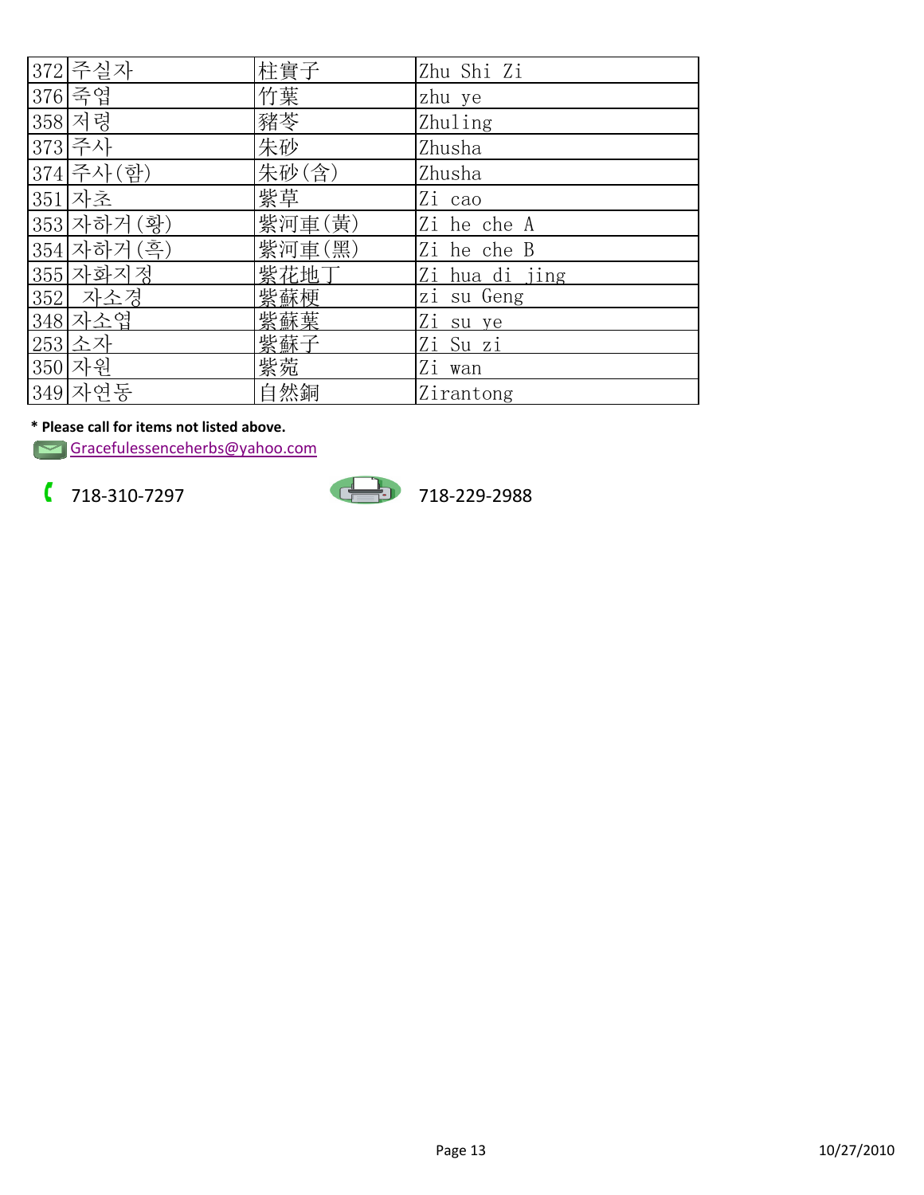| | | | |
|---|---|---|---|
| 372 | 주실자 | 柱實子 | Zhu Shi Zi |
| 376 | 죽엽 | 竹葉 | zhu ye |
| 358 | 저령 | 豬苓 | Zhuling |
| 373 | 주사 | 朱砂 | Zhusha |
| 374 | 주사(함) | 朱砂(含) | Zhusha |
| 351 | 자초 | 紫草 | Zi cao |
| 353 | 자하거(황) | 紫河車(黃) | Zi he che A |
| 354 | 자하거(흑) | 紫河車(黑) | Zi he che B |
| 355 | 자화지정 | 紫花地丁 | Zi hua di jing |
| 352 | 자소경 | 紫蘇梗 | zi su Geng |
| 348 | 자소엽 | 紫蘇葉 | Zi su ye |
| 253 | 소자 | 紫蘇子 | Zi Su zi |
| 350 | 자원 | 紫菀 | Zi wan |
| 349 | 자연동 | 自然銅 | Zirantong |

**\* Please call for items not listed above.**

Gracefulessenceherbs@yahoo.com

718-310-7297

718-229-2988

10/27/2010